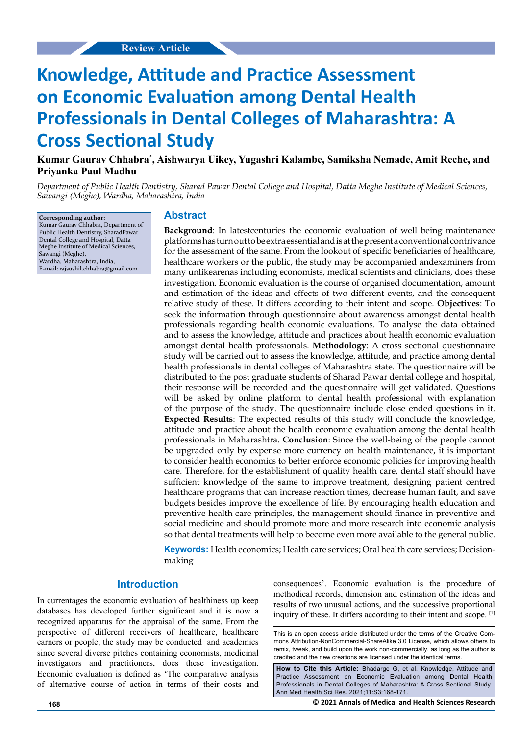Review Article

# Knowledge, Attitude and Practice Assessment on Economic Evaluation among Dental Health Professionals in Dental Colleges of Maharashtra: A Cross Sectional Study

**Kumar Gaurav Chhabra*, Aishwarya Uikey, Yugashri Kalambe, Samiksha Nemade, Amit Reche, and Priyanka Paul Madhu**

*Department of Public Health Dentistry, Sharad Pawar Dental College and Hospital, Datta Meghe Institute of Medical Sciences, Sawangi (Meghe), Wardha, Maharashtra, India*

**Corresponding author:**
Kumar Gaurav Chhabra, Department of Public Health Dentistry, SharadPawar Dental College and Hospital, Datta Meghe Institute of Medical Sciences, Sawangi (Meghe), Wardha, Maharashtra, India,
E-mail: rajsushil.chhabra@gmail.com

## Abstract

**Background**: In latestcenturies the economic evaluation of well being maintenance platformshasturnouttobeextraessentialandisatthepresentaconventionalcontrivance for the assessment of the same. From the lookout of specific beneficiaries of healthcare, healthcare workers or the public, the study may be accompanied andexaminers from many unlikearenas including economists, medical scientists and clinicians, does these investigation. Economic evaluation is the course of organised documentation, amount and estimation of the ideas and effects of two different events, and the consequent relative study of these. It differs according to their intent and scope. **Objectives**: To seek the information through questionnaire about awareness amongst dental health professionals regarding health economic evaluations. To analyse the data obtained and to assess the knowledge, attitude and practices about health economic evaluation amongst dental health professionals. **Methodology**: A cross sectional questionnaire study will be carried out to assess the knowledge, attitude, and practice among dental health professionals in dental colleges of Maharashtra state. The questionnaire will be distributed to the post graduate students of Sharad Pawar dental college and hospital, their response will be recorded and the questionnaire will get validated. Questions will be asked by online platform to dental health professional with explanation of the purpose of the study. The questionnaire include close ended questions in it. **Expected Results**: The expected results of this study will conclude the knowledge, attitude and practice about the health economic evaluation among the dental health professionals in Maharashtra. **Conclusion**: Since the well-being of the people cannot be upgraded only by expense more currency on health maintenance, it is important to consider health economics to better enforce economic policies for improving health care. Therefore, for the establishment of quality health care, dental staff should have sufficient knowledge of the same to improve treatment, designing patient centred healthcare programs that can increase reaction times, decrease human fault, and save budgets besides improve the excellence of life. By encouraging health education and preventive health care principles, the management should finance in preventive and social medicine and should promote more and more research into economic analysis so that dental treatments will help to become even more available to the general public.

**Keywords:** Health economics; Health care services; Oral health care services; Decision-making

## Introduction

In currentages the economic evaluation of healthiness up keep databases has developed further significant and it is now a recognized apparatus for the appraisal of the same. From the perspective of different receivers of healthcare, healthcare earners or people, the study may be conducted and academics since several diverse pitches containing economists, medicinal investigators and practitioners, does these investigation. Economic evaluation is defined as 'The comparative analysis of alternative course of action in terms of their costs and consequences'. Economic evaluation is the procedure of methodical records, dimension and estimation of the ideas and results of two unusual actions, and the successive proportional inquiry of these. It differs according to their intent and scope. [1]

This is an open access article distributed under the terms of the Creative Commons Attribution-NonCommercial-ShareAlike 3.0 License, which allows others to remix, tweak, and build upon the work non-commercially, as long as the author is credited and the new creations are licensed under the identical terms.

**How to Cite this Article:** Bhadarge G, et al. Knowledge, Attitude and Practice Assessment on Economic Evaluation among Dental Health Professionals in Dental Colleges of Maharashtra: A Cross Sectional Study. Ann Med Health Sci Res. 2021;11:S3:168-171.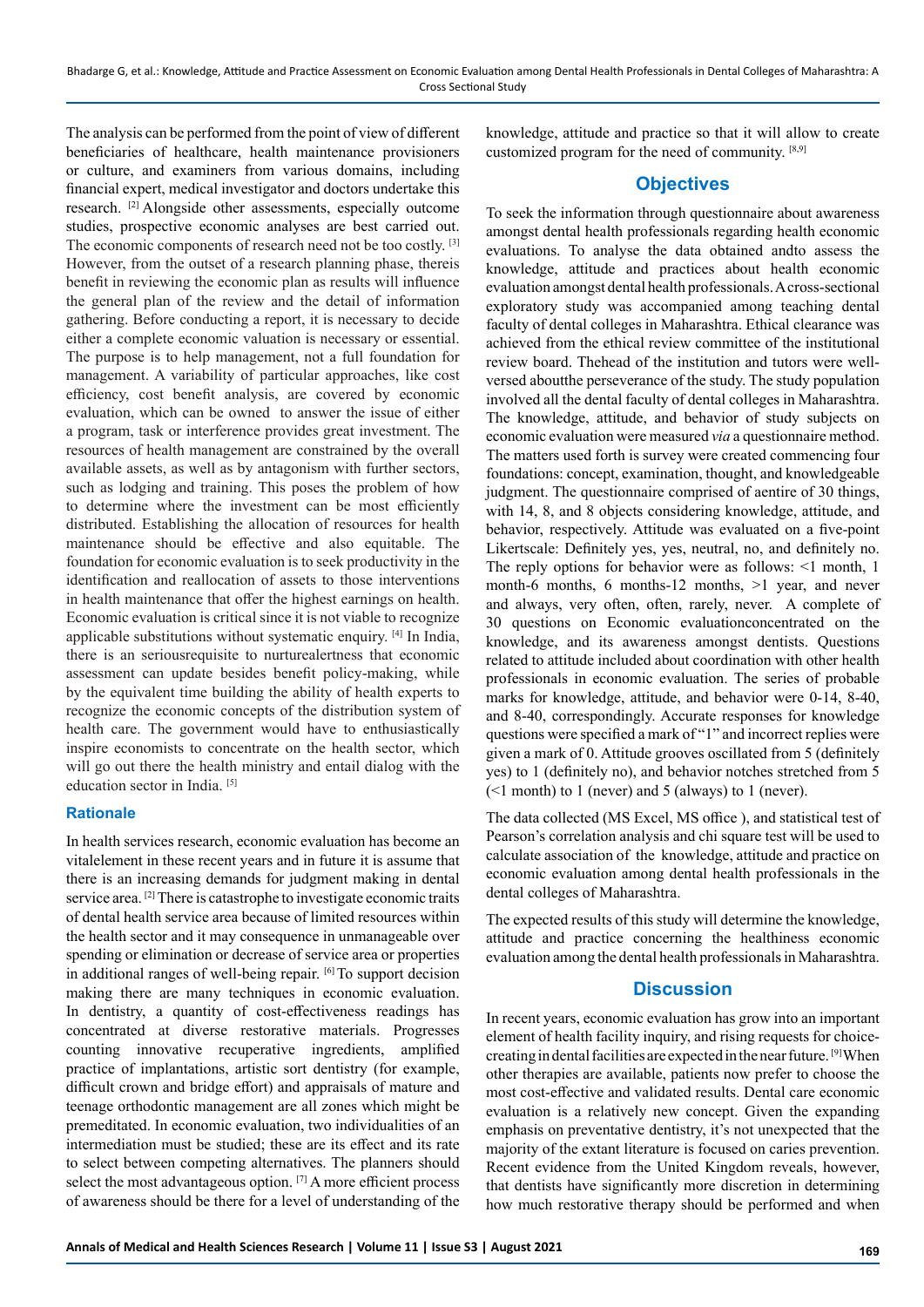The analysis can be performed from the point of view of different beneficiaries of healthcare, health maintenance provisioners or culture, and examiners from various domains, including financial expert, medical investigator and doctors undertake this research. [2] Alongside other assessments, especially outcome studies, prospective economic analyses are best carried out. The economic components of research need not be too costly. [3] However, from the outset of a research planning phase, thereis benefit in reviewing the economic plan as results will influence the general plan of the review and the detail of information gathering. Before conducting a report, it is necessary to decide either a complete economic valuation is necessary or essential. The purpose is to help management, not a full foundation for management. A variability of particular approaches, like cost efficiency, cost benefit analysis, are covered by economic evaluation, which can be owned to answer the issue of either a program, task or interference provides great investment. The resources of health management are constrained by the overall available assets, as well as by antagonism with further sectors, such as lodging and training. This poses the problem of how to determine where the investment can be most efficiently distributed. Establishing the allocation of resources for health maintenance should be effective and also equitable. The foundation for economic evaluation is to seek productivity in the identification and reallocation of assets to those interventions in health maintenance that offer the highest earnings on health. Economic evaluation is critical since it is not viable to recognize applicable substitutions without systematic enquiry. [4] In India, there is an seriousrequisite to nurturealertness that economic assessment can update besides benefit policy-making, while by the equivalent time building the ability of health experts to recognize the economic concepts of the distribution system of health care. The government would have to enthusiastically inspire economists to concentrate on the health sector, which will go out there the health ministry and entail dialog with the education sector in India. [5]

### Rationale

In health services research, economic evaluation has become an vitalelement in these recent years and in future it is assume that there is an increasing demands for judgment making in dental service area. [2] There is catastrophe to investigate economic traits of dental health service area because of limited resources within the health sector and it may consequence in unmanageable over spending or elimination or decrease of service area or properties in additional ranges of well-being repair. [6] To support decision making there are many techniques in economic evaluation. In dentistry, a quantity of cost-effectiveness readings has concentrated at diverse restorative materials. Progresses counting innovative recuperative ingredients, amplified practice of implantations, artistic sort dentistry (for example, difficult crown and bridge effort) and appraisals of mature and teenage orthodontic management are all zones which might be premeditated. In economic evaluation, two individualities of an intermediation must be studied; these are its effect and its rate to select between competing alternatives. The planners should select the most advantageous option. [7] A more efficient process of awareness should be there for a level of understanding of the knowledge, attitude and practice so that it will allow to create customized program for the need of community. [8,9]

## Objectives

To seek the information through questionnaire about awareness amongst dental health professionals regarding health economic evaluations. To analyse the data obtained andto assess the knowledge, attitude and practices about health economic evaluation amongst dental health professionals. A cross-sectional exploratory study was accompanied among teaching dental faculty of dental colleges in Maharashtra. Ethical clearance was achieved from the ethical review committee of the institutional review board. Thehead of the institution and tutors were well-versed aboutthe perseverance of the study. The study population involved all the dental faculty of dental colleges in Maharashtra. The knowledge, attitude, and behavior of study subjects on economic evaluation were measured *via* a questionnaire method. The matters used forth is survey were created commencing four foundations: concept, examination, thought, and knowledgeable judgment. The questionnaire comprised of aentire of 30 things, with 14, 8, and 8 objects considering knowledge, attitude, and behavior, respectively. Attitude was evaluated on a five-point Likertscale: Definitely yes, yes, neutral, no, and definitely no. The reply options for behavior were as follows: <1 month, 1 month-6 months, 6 months-12 months, >1 year, and never and always, very often, often, rarely, never. A complete of 30 questions on Economic evaluationconcentrated on the knowledge, and its awareness amongst dentists. Questions related to attitude included about coordination with other health professionals in economic evaluation. The series of probable marks for knowledge, attitude, and behavior were 0-14, 8-40, and 8-40, correspondingly. Accurate responses for knowledge questions were specified a mark of "1" and incorrect replies were given a mark of 0. Attitude grooves oscillated from 5 (definitely yes) to 1 (definitely no), and behavior notches stretched from 5 (<1 month) to 1 (never) and 5 (always) to 1 (never).

The data collected (MS Excel, MS office ), and statistical test of Pearson's correlation analysis and chi square test will be used to calculate association of the knowledge, attitude and practice on economic evaluation among dental health professionals in the dental colleges of Maharashtra.

The expected results of this study will determine the knowledge, attitude and practice concerning the healthiness economic evaluation among the dental health professionals in Maharashtra.

## Discussion

In recent years, economic evaluation has grow into an important element of health facility inquiry, and rising requests for choice-creating in dental facilities are expected in the near future. [9] When other therapies are available, patients now prefer to choose the most cost-effective and validated results. Dental care economic evaluation is a relatively new concept. Given the expanding emphasis on preventative dentistry, it's not unexpected that the majority of the extant literature is focused on caries prevention. Recent evidence from the United Kingdom reveals, however, that dentists have significantly more discretion in determining how much restorative therapy should be performed and when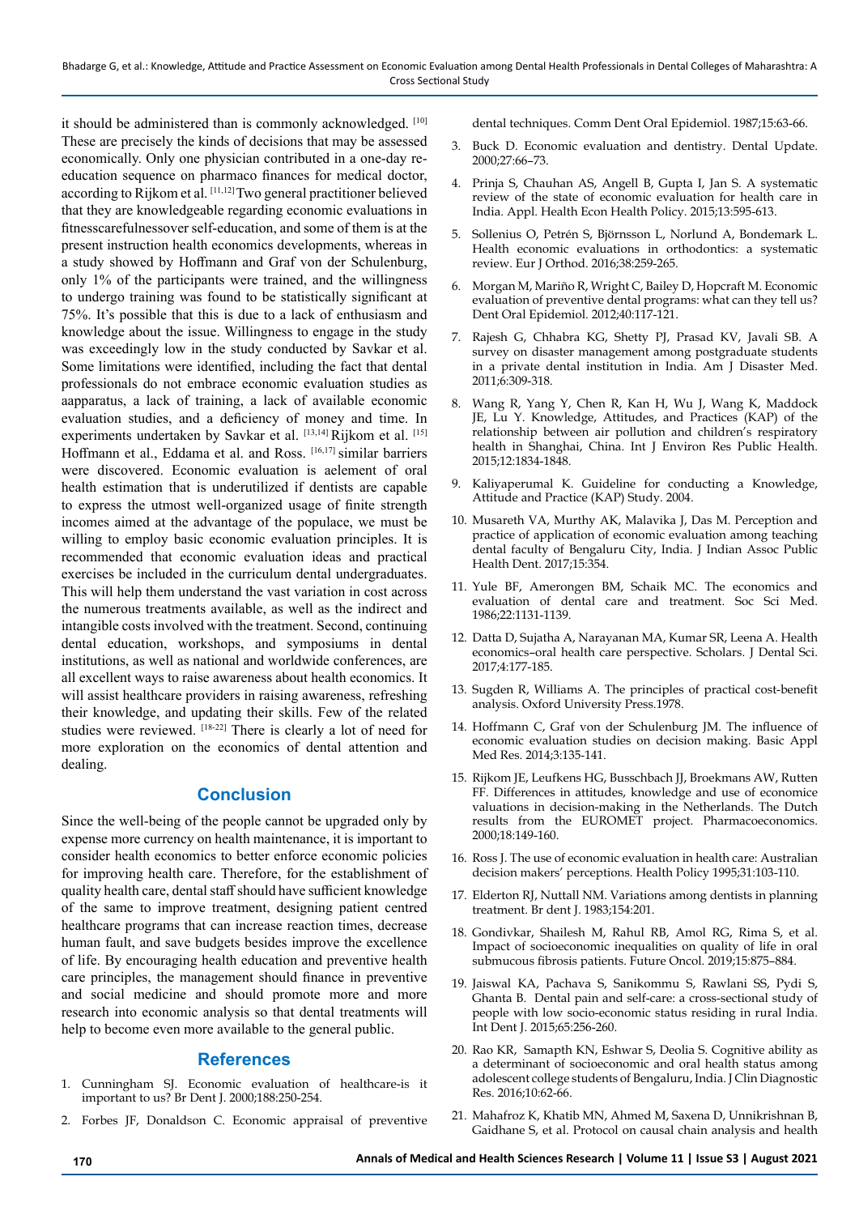it should be administered than is commonly acknowledged. [10] These are precisely the kinds of decisions that may be assessed economically. Only one physician contributed in a one-day re-education sequence on pharmaco finances for medical doctor, according to Rijkom et al. [11,12] Two general practitioner believed that they are knowledgeable regarding economic evaluations in fitnesscarefulnessover self-education, and some of them is at the present instruction health economics developments, whereas in a study showed by Hoffmann and Graf von der Schulenburg, only 1% of the participants were trained, and the willingness to undergo training was found to be statistically significant at 75%. It's possible that this is due to a lack of enthusiasm and knowledge about the issue. Willingness to engage in the study was exceedingly low in the study conducted by Savkar et al. Some limitations were identified, including the fact that dental professionals do not embrace economic evaluation studies as aapparatus, a lack of training, a lack of available economic evaluation studies, and a deficiency of money and time. In experiments undertaken by Savkar et al. [13,14] Rijkom et al. [15] Hoffmann et al., Eddama et al. and Ross. [16,17] similar barriers were discovered. Economic evaluation is aelement of oral health estimation that is underutilized if dentists are capable to express the utmost well-organized usage of finite strength incomes aimed at the advantage of the populace, we must be willing to employ basic economic evaluation principles. It is recommended that economic evaluation ideas and practical exercises be included in the curriculum dental undergraduates. This will help them understand the vast variation in cost across the numerous treatments available, as well as the indirect and intangible costs involved with the treatment. Second, continuing dental education, workshops, and symposiums in dental institutions, as well as national and worldwide conferences, are all excellent ways to raise awareness about health economics. It will assist healthcare providers in raising awareness, refreshing their knowledge, and updating their skills. Few of the related studies were reviewed. [18-22] There is clearly a lot of need for more exploration on the economics of dental attention and dealing.

## Conclusion

Since the well-being of the people cannot be upgraded only by expense more currency on health maintenance, it is important to consider health economics to better enforce economic policies for improving health care. Therefore, for the establishment of quality health care, dental staff should have sufficient knowledge of the same to improve treatment, designing patient centred healthcare programs that can increase reaction times, decrease human fault, and save budgets besides improve the excellence of life. By encouraging health education and preventive health care principles, the management should finance in preventive and social medicine and should promote more and more research into economic analysis so that dental treatments will help to become even more available to the general public.

## References

1. Cunningham SJ. Economic evaluation of healthcare-is it important to us? Br Dent J. 2000;188:250-254.
2. Forbes JF, Donaldson C. Economic appraisal of preventive dental techniques. Comm Dent Oral Epidemiol. 1987;15:63-66.
3. Buck D. Economic evaluation and dentistry. Dental Update. 2000;27:66–73.
4. Prinja S, Chauhan AS, Angell B, Gupta I, Jan S. A systematic review of the state of economic evaluation for health care in India. Appl. Health Econ Health Policy. 2015;13:595-613.
5. Sollenius O, Petrén S, Björnsson L, Norlund A, Bondemark L. Health economic evaluations in orthodontics: a systematic review. Eur J Orthod. 2016;38:259-265.
6. Morgan M, Mariño R, Wright C, Bailey D, Hopcraft M. Economic evaluation of preventive dental programs: what can they tell us? Dent Oral Epidemiol. 2012;40:117-121.
7. Rajesh G, Chhabra KG, Shetty PJ, Prasad KV, Javali SB. A survey on disaster management among postgraduate students in a private dental institution in India. Am J Disaster Med. 2011;6:309-318.
8. Wang R, Yang Y, Chen R, Kan H, Wu J, Wang K, Maddock JE, Lu Y. Knowledge, Attitudes, and Practices (KAP) of the relationship between air pollution and children's respiratory health in Shanghai, China. Int J Environ Res Public Health. 2015;12:1834-1848.
9. Kaliyaperumal K. Guideline for conducting a Knowledge, Attitude and Practice (KAP) Study. 2004.
10. Musareth VA, Murthy AK, Malavika J, Das M. Perception and practice of application of economic evaluation among teaching dental faculty of Bengaluru City, India. J Indian Assoc Public Health Dent. 2017;15:354.
11. Yule BF, Amerongen BM, Schaik MC. The economics and evaluation of dental care and treatment. Soc Sci Med. 1986;22:1131-1139.
12. Datta D, Sujatha A, Narayanan MA, Kumar SR, Leena A. Health economics–oral health care perspective. Scholars. J Dental Sci. 2017;4:177-185.
13. Sugden R, Williams A. The principles of practical cost-benefit analysis. Oxford University Press.1978.
14. Hoffmann C, Graf von der Schulenburg JM. The influence of economic evaluation studies on decision making. Basic Appl Med Res. 2014;3:135-141.
15. Rijkom JE, Leufkens HG, Busschbach JJ, Broekmans AW, Rutten FF. Differences in attitudes, knowledge and use of economice valuations in decision-making in the Netherlands. The Dutch results from the EUROMET project. Pharmacoeconomics. 2000;18:149-160.
16. Ross J. The use of economic evaluation in health care: Australian decision makers' perceptions. Health Policy 1995;31:103-110.
17. Elderton RJ, Nuttall NM. Variations among dentists in planning treatment. Br dent J. 1983;154:201.
18. Gondivkar, Shailesh M, Rahul RB, Amol RG, Rima S, et al. Impact of socioeconomic inequalities on quality of life in oral submucous fibrosis patients. Future Oncol. 2019;15:875–884.
19. Jaiswal KA, Pachava S, Sanikommu S, Rawlani SS, Pydi S, Ghanta B. Dental pain and self-care: a cross-sectional study of people with low socio-economic status residing in rural India. Int Dent J. 2015;65:256-260.
20. Rao KR, Samapth KN, Eshwar S, Deolia S. Cognitive ability as a determinant of socioeconomic and oral health status among adolescent college students of Bengaluru, India. J Clin Diagnostic Res. 2016;10:62-66.
21. Mahafroz K, Khatib MN, Ahmed M, Saxena D, Unnikrishnan B, Gaidhane S, et al. Protocol on causal chain analysis and health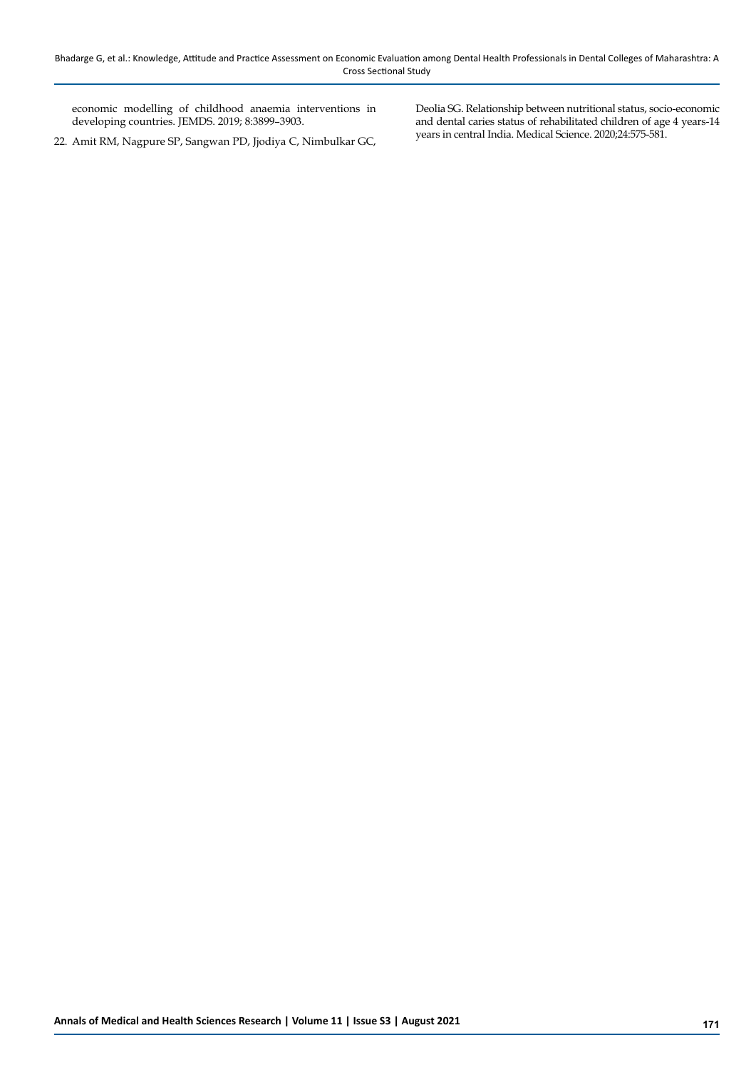economic modelling of childhood anaemia interventions in developing countries. JEMDS. 2019; 8:3899–3903.

22. Amit RM, Nagpure SP, Sangwan PD, Jjodiya C, Nimbulkar GC, Deolia SG. Relationship between nutritional status, socio-economic and dental caries status of rehabilitated children of age 4 years-14 years in central India. Medical Science. 2020;24:575-581.